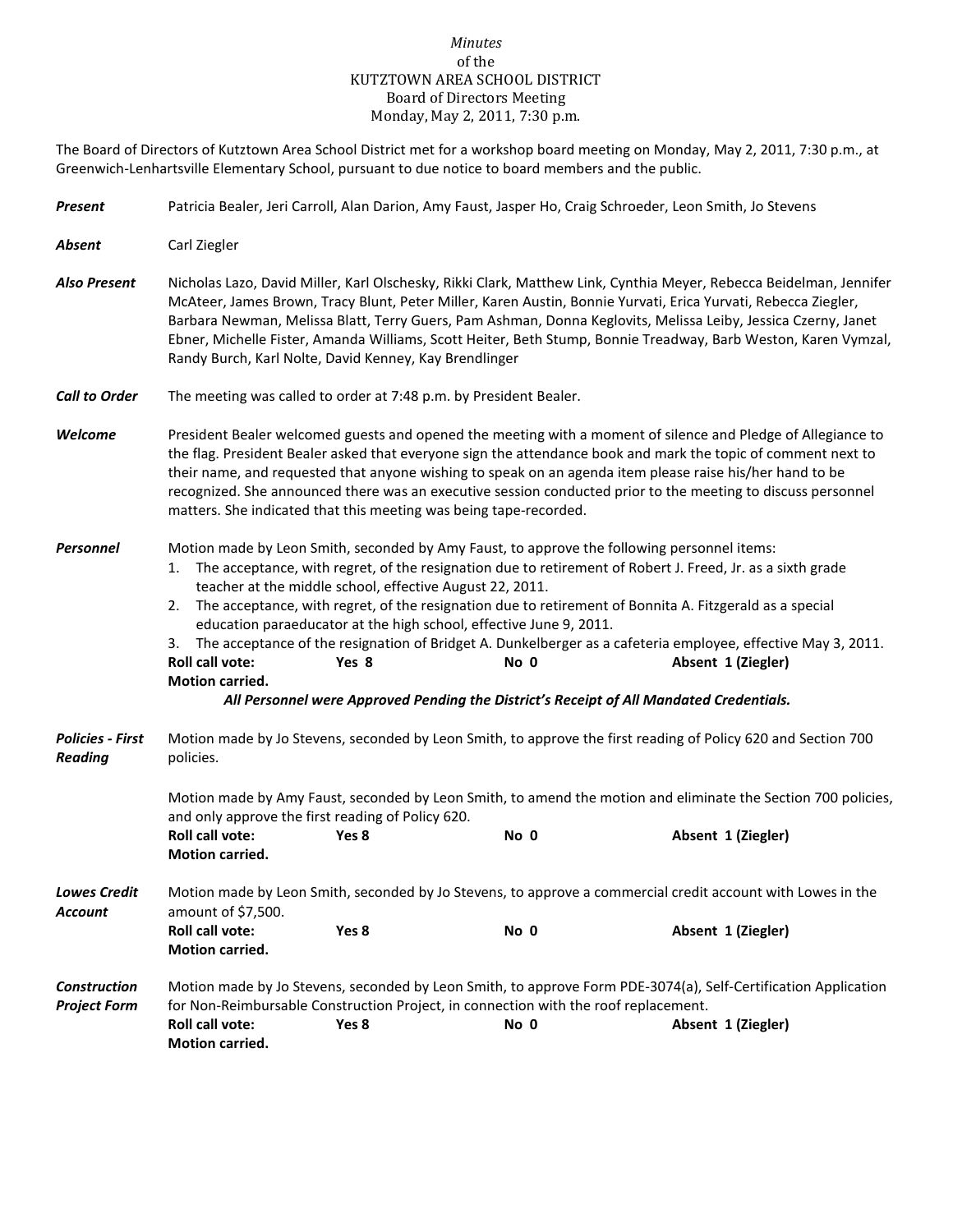*Minutes*
of the
KUTZTOWN AREA SCHOOL DISTRICT
Board of Directors Meeting
Monday, May 2, 2011, 7:30 p.m.

The Board of Directors of Kutztown Area School District met for a workshop board meeting on Monday, May 2, 2011, 7:30 p.m., at Greenwich-Lenhartsville Elementary School, pursuant to due notice to board members and the public.

***Present*** Patricia Bealer, Jeri Carroll, Alan Darion, Amy Faust, Jasper Ho, Craig Schroeder, Leon Smith, Jo Stevens

***Absent*** Carl Ziegler

***Also Present*** Nicholas Lazo, David Miller, Karl Olschesky, Rikki Clark, Matthew Link, Cynthia Meyer, Rebecca Beidelman, Jennifer McAteer, James Brown, Tracy Blunt, Peter Miller, Karen Austin, Bonnie Yurvati, Erica Yurvati, Rebecca Ziegler, Barbara Newman, Melissa Blatt, Terry Guers, Pam Ashman, Donna Keglovits, Melissa Leiby, Jessica Czerny, Janet Ebner, Michelle Fister, Amanda Williams, Scott Heiter, Beth Stump, Bonnie Treadway, Barb Weston, Karen Vymzal, Randy Burch, Karl Nolte, David Kenney, Kay Brendlinger

***Call to Order*** The meeting was called to order at 7:48 p.m. by President Bealer.

***Welcome*** President Bealer welcomed guests and opened the meeting with a moment of silence and Pledge of Allegiance to the flag. President Bealer asked that everyone sign the attendance book and mark the topic of comment next to their name, and requested that anyone wishing to speak on an agenda item please raise his/her hand to be recognized. She announced there was an executive session conducted prior to the meeting to discuss personnel matters. She indicated that this meeting was being tape-recorded.

***Personnel*** Motion made by Leon Smith, seconded by Amy Faust, to approve the following personnel items:

1. The acceptance, with regret, of the resignation due to retirement of Robert J. Freed, Jr. as a sixth grade teacher at the middle school, effective August 22, 2011.
2. The acceptance, with regret, of the resignation due to retirement of Bonnita A. Fitzgerald as a special education paraeducator at the high school, effective June 9, 2011.
3. The acceptance of the resignation of Bridget A. Dunkelberger as a cafeteria employee, effective May 3, 2011.

**Roll call vote:** **Yes 8** **No 0** **Absent 1 (Ziegler)**
**Motion carried.**

***All Personnel were Approved Pending the District's Receipt of All Mandated Credentials.***

***Policies - First Reading*** Motion made by Jo Stevens, seconded by Leon Smith, to approve the first reading of Policy 620 and Section 700 policies.

Motion made by Amy Faust, seconded by Leon Smith, to amend the motion and eliminate the Section 700 policies, and only approve the first reading of Policy 620.

**Roll call vote:** **Yes 8** **No 0** **Absent 1 (Ziegler)**
**Motion carried.**

***Lowes Credit Account*** Motion made by Leon Smith, seconded by Jo Stevens, to approve a commercial credit account with Lowes in the amount of $7,500.

**Roll call vote:** **Yes 8** **No 0** **Absent 1 (Ziegler)**
**Motion carried.**

***Construction Project Form*** Motion made by Jo Stevens, seconded by Leon Smith, to approve Form PDE-3074(a), Self-Certification Application for Non-Reimbursable Construction Project, in connection with the roof replacement.

**Roll call vote:** **Yes 8** **No 0** **Absent 1 (Ziegler)**
**Motion carried.**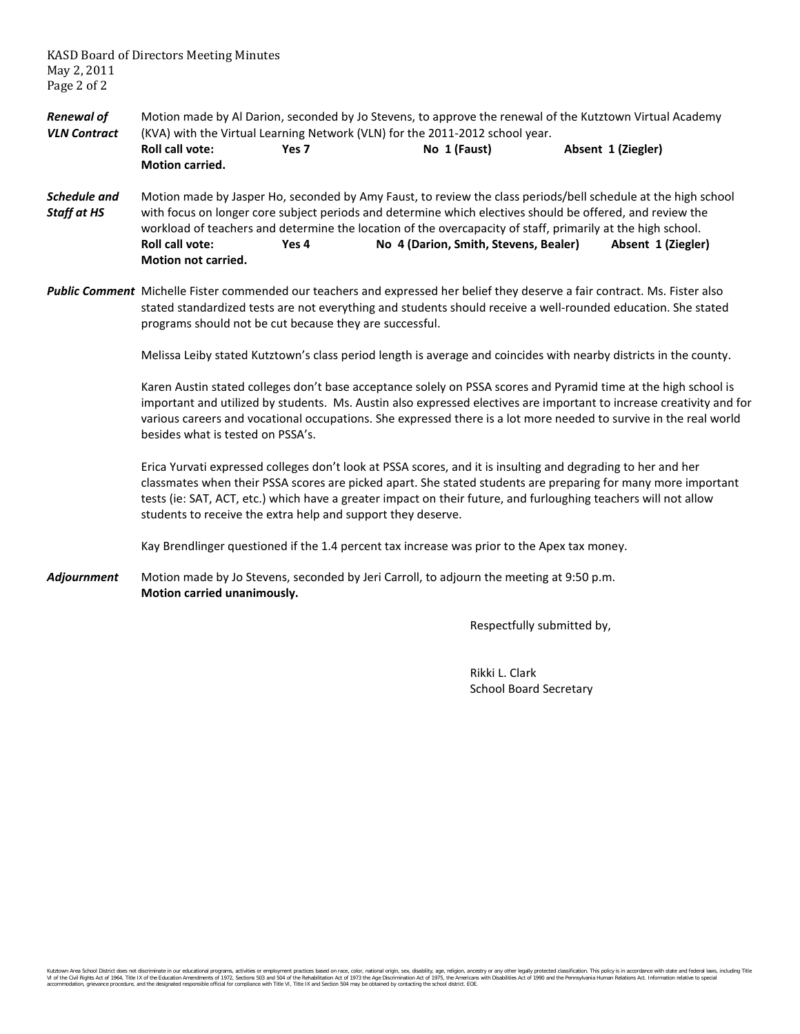***Renewal of VLN Contract*** Motion made by Al Darion, seconded by Jo Stevens, to approve the renewal of the Kutztown Virtual Academy (KVA) with the Virtual Learning Network (VLN) for the 2011-2012 school year.
**Roll call vote:** **Yes 7** **No 1 (Faust)** **Absent 1 (Ziegler)**
**Motion carried.**

***Schedule and Staff at HS*** Motion made by Jasper Ho, seconded by Amy Faust, to review the class periods/bell schedule at the high school with focus on longer core subject periods and determine which electives should be offered, and review the workload of teachers and determine the location of the overcapacity of staff, primarily at the high school.
**Roll call vote:** **Yes 4** **No 4 (Darion, Smith, Stevens, Bealer)** **Absent 1 (Ziegler)**
**Motion not carried.**

***Public Comment*** Michelle Fister commended our teachers and expressed her belief they deserve a fair contract. Ms. Fister also stated standardized tests are not everything and students should receive a well-rounded education. She stated programs should not be cut because they are successful.

Melissa Leiby stated Kutztown's class period length is average and coincides with nearby districts in the county.

Karen Austin stated colleges don't base acceptance solely on PSSA scores and Pyramid time at the high school is important and utilized by students. Ms. Austin also expressed electives are important to increase creativity and for various careers and vocational occupations. She expressed there is a lot more needed to survive in the real world besides what is tested on PSSA's.

Erica Yurvati expressed colleges don't look at PSSA scores, and it is insulting and degrading to her and her classmates when their PSSA scores are picked apart. She stated students are preparing for many more important tests (ie: SAT, ACT, etc.) which have a greater impact on their future, and furloughing teachers will not allow students to receive the extra help and support they deserve.

Kay Brendlinger questioned if the 1.4 percent tax increase was prior to the Apex tax money.

***Adjournment*** Motion made by Jo Stevens, seconded by Jeri Carroll, to adjourn the meeting at 9:50 p.m.
**Motion carried unanimously.**

Respectfully submitted by,

Rikki L. Clark
School Board Secretary

Kutztown Area School District does not discriminate in our educational programs, activities or employment practices based on race, color, national origin, sex, disability, age, religion, ancestry or any other legally protected classification. This policy is in accordance with state and federal laws, including Title VI of the Civil Rights Act of 1964, Title IX of the Education Amendments of 1972, Sections 503 and 504 of the Rehabilitation Act of 1973 the Age Discrimination Act of 1975, the Americans with Disabilities Act of 1990 and the Pennsylvania Human Relations Act. Information relative to special accommodation, grievance procedure, and the designated responsible official for compliance with Title VI, Title IX and Section 504 may be obtained by contacting the school district. EOE.